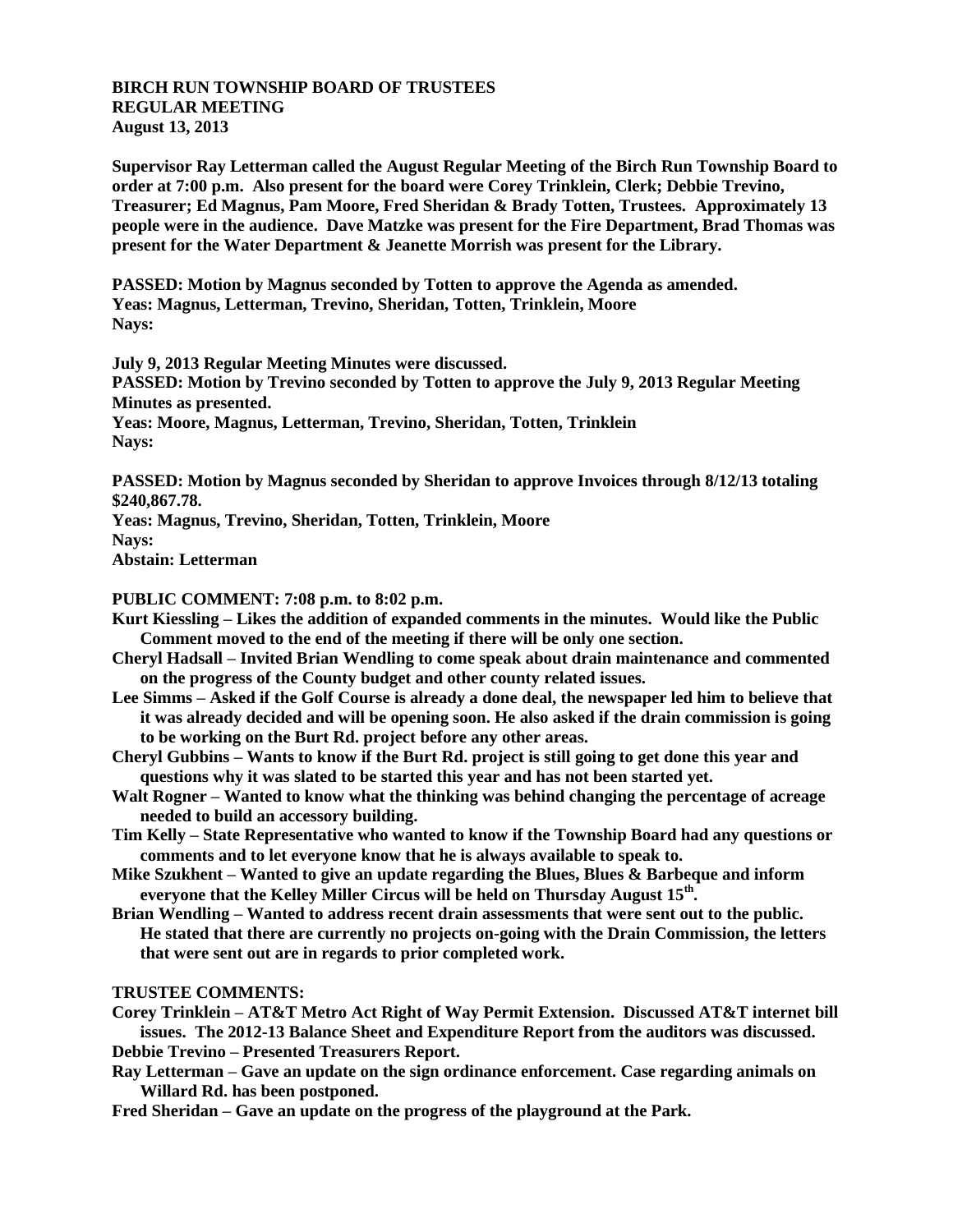**BIRCH RUN TOWNSHIP BOARD OF TRUSTEES**
**REGULAR MEETING**
**August 13, 2013**

**Supervisor Ray Letterman called the August Regular Meeting of the Birch Run Township Board to order at 7:00 p.m. Also present for the board were Corey Trinklein, Clerk; Debbie Trevino, Treasurer; Ed Magnus, Pam Moore, Fred Sheridan & Brady Totten, Trustees. Approximately 13 people were in the audience. Dave Matzke was present for the Fire Department, Brad Thomas was present for the Water Department & Jeanette Morrish was present for the Library.**

**PASSED: Motion by Magnus seconded by Totten to approve the Agenda as amended.**
**Yeas: Magnus, Letterman, Trevino, Sheridan, Totten, Trinklein, Moore**
**Nays:**

**July 9, 2013 Regular Meeting Minutes were discussed.**
**PASSED: Motion by Trevino seconded by Totten to approve the July 9, 2013 Regular Meeting Minutes as presented.**
**Yeas: Moore, Magnus, Letterman, Trevino, Sheridan, Totten, Trinklein**
**Nays:**

**PASSED: Motion by Magnus seconded by Sheridan to approve Invoices through 8/12/13 totaling \$240,867.78.**
**Yeas: Magnus, Trevino, Sheridan, Totten, Trinklein, Moore**
**Nays:**
**Abstain: Letterman**

**PUBLIC COMMENT: 7:08 p.m. to 8:02 p.m.**

- **Kurt Kiessling – Likes the addition of expanded comments in the minutes. Would like the Public Comment moved to the end of the meeting if there will be only one section.**
- **Cheryl Hadsall – Invited Brian Wendling to come speak about drain maintenance and commented on the progress of the County budget and other county related issues.**
- **Lee Simms – Asked if the Golf Course is already a done deal, the newspaper led him to believe that it was already decided and will be opening soon. He also asked if the drain commission is going to be working on the Burt Rd. project before any other areas.**
- **Cheryl Gubbins – Wants to know if the Burt Rd. project is still going to get done this year and questions why it was slated to be started this year and has not been started yet.**
- **Walt Rogner – Wanted to know what the thinking was behind changing the percentage of acreage needed to build an accessory building.**
- **Tim Kelly – State Representative who wanted to know if the Township Board had any questions or comments and to let everyone know that he is always available to speak to.**
- **Mike Szukhent – Wanted to give an update regarding the Blues, Blues & Barbeque and inform everyone that the Kelley Miller Circus will be held on Thursday August 15th.**
- **Brian Wendling – Wanted to address recent drain assessments that were sent out to the public. He stated that there are currently no projects on-going with the Drain Commission, the letters that were sent out are in regards to prior completed work.**

**TRUSTEE COMMENTS:**

- **Corey Trinklein – AT&T Metro Act Right of Way Permit Extension. Discussed AT&T internet bill issues. The 2012-13 Balance Sheet and Expenditure Report from the auditors was discussed.**
- **Debbie Trevino – Presented Treasurers Report.**
- **Ray Letterman – Gave an update on the sign ordinance enforcement. Case regarding animals on Willard Rd. has been postponed.**
- **Fred Sheridan – Gave an update on the progress of the playground at the Park.**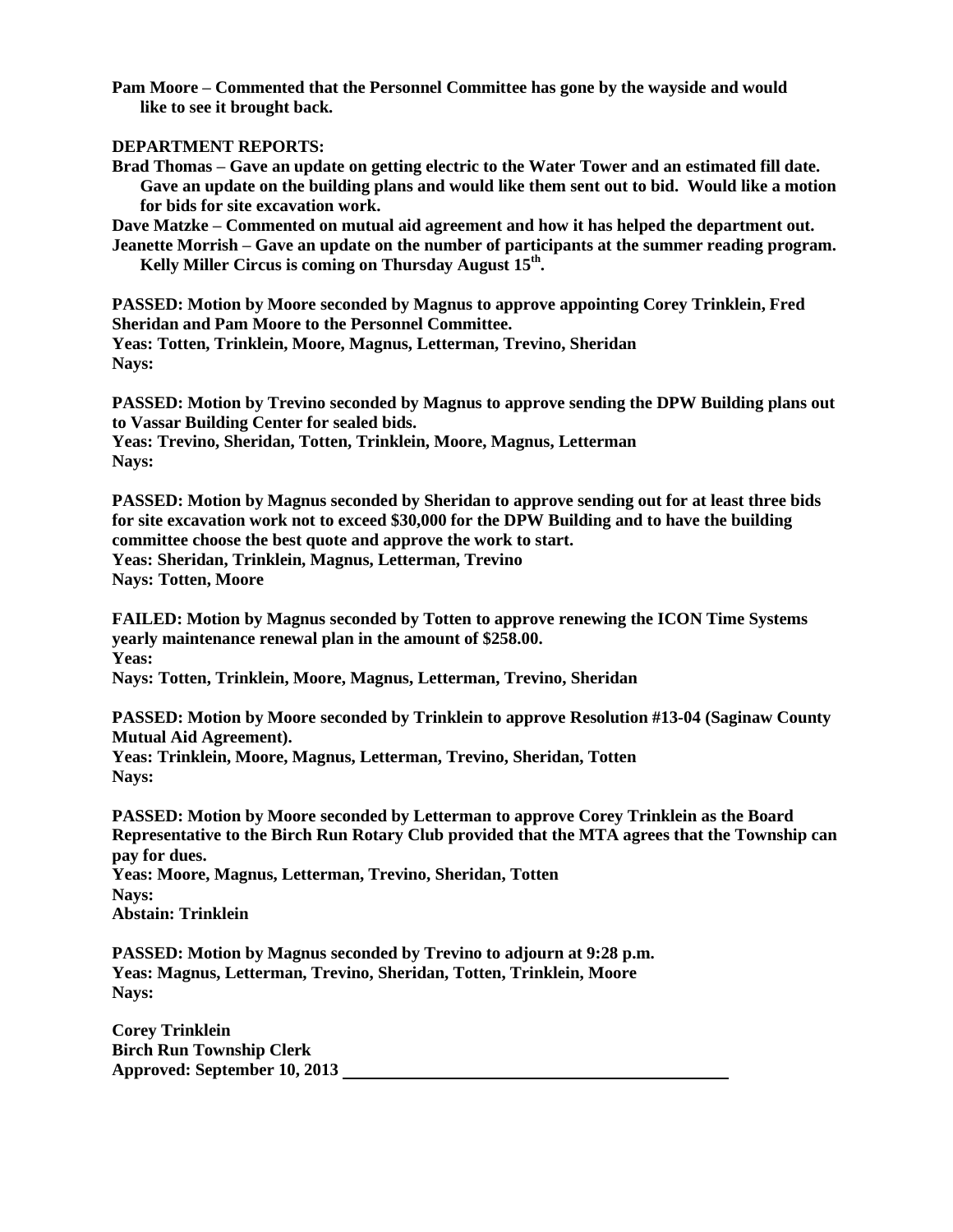**Pam Moore – Commented that the Personnel Committee has gone by the wayside and would like to see it brought back.**

**DEPARTMENT REPORTS:**

**Brad Thomas – Gave an update on getting electric to the Water Tower and an estimated fill date. Gave an update on the building plans and would like them sent out to bid. Would like a motion for bids for site excavation work.**

**Dave Matzke – Commented on mutual aid agreement and how it has helped the department out.**

**Jeanette Morrish – Gave an update on the number of participants at the summer reading program. Kelly Miller Circus is coming on Thursday August 15th.**

**PASSED: Motion by Moore seconded by Magnus to approve appointing Corey Trinklein, Fred Sheridan and Pam Moore to the Personnel Committee.**
**Yeas: Totten, Trinklein, Moore, Magnus, Letterman, Trevino, Sheridan**
**Nays:**

**PASSED: Motion by Trevino seconded by Magnus to approve sending the DPW Building plans out to Vassar Building Center for sealed bids.**
**Yeas: Trevino, Sheridan, Totten, Trinklein, Moore, Magnus, Letterman**
**Nays:**

**PASSED: Motion by Magnus seconded by Sheridan to approve sending out for at least three bids for site excavation work not to exceed $30,000 for the DPW Building and to have the building committee choose the best quote and approve the work to start.**
**Yeas: Sheridan, Trinklein, Magnus, Letterman, Trevino**
**Nays: Totten, Moore**

**FAILED: Motion by Magnus seconded by Totten to approve renewing the ICON Time Systems yearly maintenance renewal plan in the amount of $258.00.**
**Yeas:**
**Nays: Totten, Trinklein, Moore, Magnus, Letterman, Trevino, Sheridan**

**PASSED: Motion by Moore seconded by Trinklein to approve Resolution #13-04 (Saginaw County Mutual Aid Agreement).**
**Yeas: Trinklein, Moore, Magnus, Letterman, Trevino, Sheridan, Totten**
**Nays:**

**PASSED: Motion by Moore seconded by Letterman to approve Corey Trinklein as the Board Representative to the Birch Run Rotary Club provided that the MTA agrees that the Township can pay for dues.**
**Yeas: Moore, Magnus, Letterman, Trevino, Sheridan, Totten**
**Nays:**
**Abstain: Trinklein**

**PASSED: Motion by Magnus seconded by Trevino to adjourn at 9:28 p.m.**
**Yeas: Magnus, Letterman, Trevino, Sheridan, Totten, Trinklein, Moore**
**Nays:**

**Corey Trinklein**
**Birch Run Township Clerk**
**Approved: September 10, 2013** ______________________________